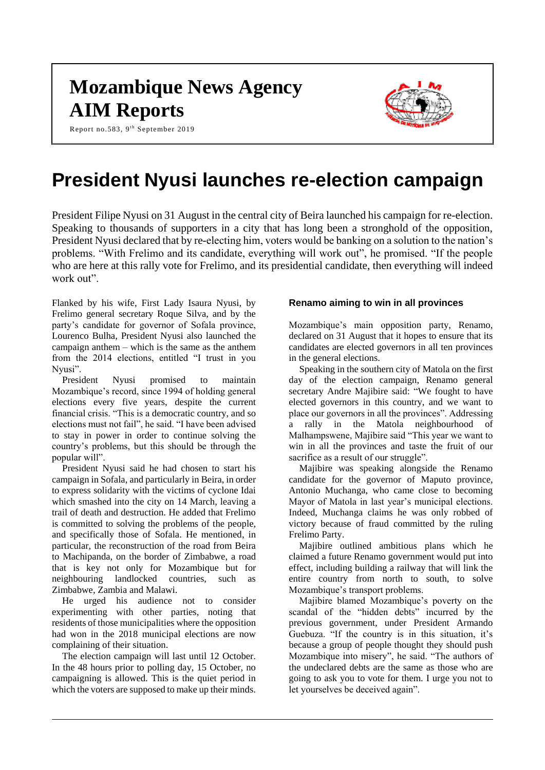# Mozambique News Agency
# AIM Reports

Report no.583, 9th September 2019

# President Nyusi launches re-election campaign

President Filipe Nyusi on 31 August in the central city of Beira launched his campaign for re-election. Speaking to thousands of supporters in a city that has long been a stronghold of the opposition, President Nyusi declared that by re-electing him, voters would be banking on a solution to the nation's problems. "With Frelimo and its candidate, everything will work out", he promised. "If the people who are here at this rally vote for Frelimo, and its presidential candidate, then everything will indeed work out".

Flanked by his wife, First Lady Isaura Nyusi, by Frelimo general secretary Roque Silva, and by the party's candidate for governor of Sofala province, Lourenco Bulha, President Nyusi also launched the campaign anthem – which is the same as the anthem from the 2014 elections, entitled "I trust in you Nyusi".

President Nyusi promised to maintain Mozambique's record, since 1994 of holding general elections every five years, despite the current financial crisis. "This is a democratic country, and so elections must not fail", he said. "I have been advised to stay in power in order to continue solving the country's problems, but this should be through the popular will".

President Nyusi said he had chosen to start his campaign in Sofala, and particularly in Beira, in order to express solidarity with the victims of cyclone Idai which smashed into the city on 14 March, leaving a trail of death and destruction. He added that Frelimo is committed to solving the problems of the people, and specifically those of Sofala. He mentioned, in particular, the reconstruction of the road from Beira to Machipanda, on the border of Zimbabwe, a road that is key not only for Mozambique but for neighbouring landlocked countries, such as Zimbabwe, Zambia and Malawi.

He urged his audience not to consider experimenting with other parties, noting that residents of those municipalities where the opposition had won in the 2018 municipal elections are now complaining of their situation.

The election campaign will last until 12 October. In the 48 hours prior to polling day, 15 October, no campaigning is allowed. This is the quiet period in which the voters are supposed to make up their minds.

### Renamo aiming to win in all provinces

Mozambique's main opposition party, Renamo, declared on 31 August that it hopes to ensure that its candidates are elected governors in all ten provinces in the general elections.

Speaking in the southern city of Matola on the first day of the election campaign, Renamo general secretary Andre Majibire said: "We fought to have elected governors in this country, and we want to place our governors in all the provinces". Addressing a rally in the Matola neighbourhood of Malhampswene, Majibire said "This year we want to win in all the provinces and taste the fruit of our sacrifice as a result of our struggle".

Majibire was speaking alongside the Renamo candidate for the governor of Maputo province, Antonio Muchanga, who came close to becoming Mayor of Matola in last year's municipal elections. Indeed, Muchanga claims he was only robbed of victory because of fraud committed by the ruling Frelimo Party.

Majibire outlined ambitious plans which he claimed a future Renamo government would put into effect, including building a railway that will link the entire country from north to south, to solve Mozambique's transport problems.

Majibire blamed Mozambique's poverty on the scandal of the "hidden debts" incurred by the previous government, under President Armando Guebuza. "If the country is in this situation, it's because a group of people thought they should push Mozambique into misery", he said. "The authors of the undeclared debts are the same as those who are going to ask you to vote for them. I urge you not to let yourselves be deceived again".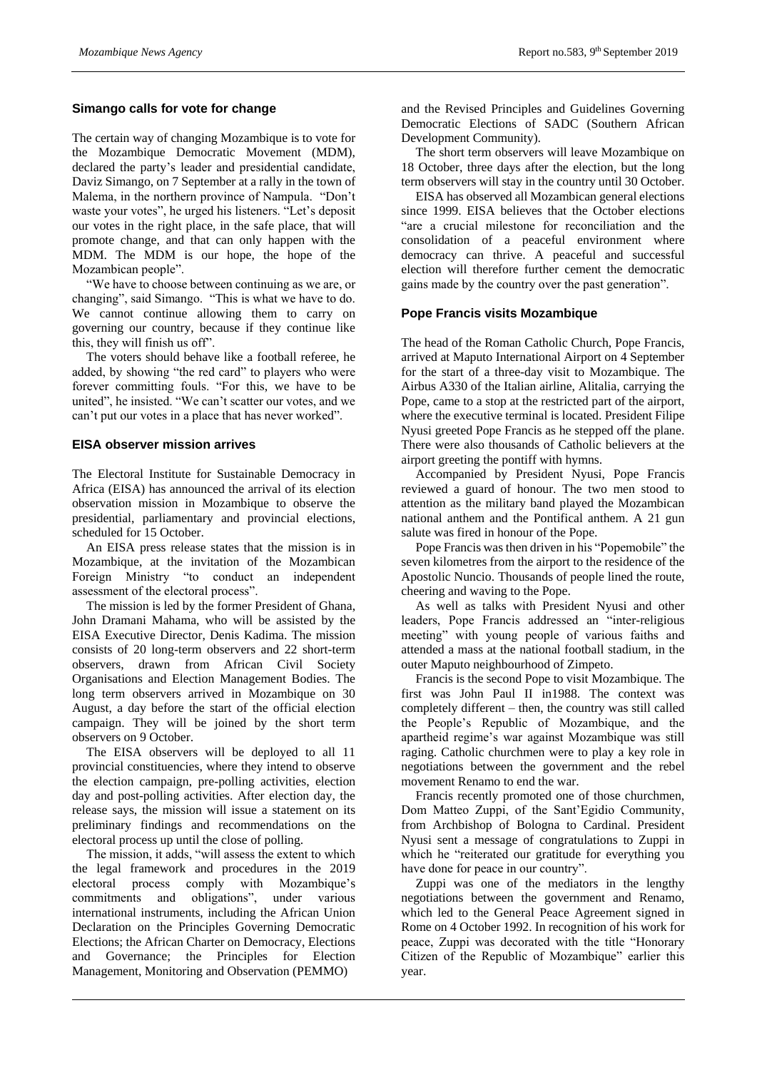## Simango calls for vote for change

The certain way of changing Mozambique is to vote for the Mozambique Democratic Movement (MDM), declared the party's leader and presidential candidate, Daviz Simango, on 7 September at a rally in the town of Malema, in the northern province of Nampula. "Don't waste your votes", he urged his listeners. "Let's deposit our votes in the right place, in the safe place, that will promote change, and that can only happen with the MDM. The MDM is our hope, the hope of the Mozambican people".

"We have to choose between continuing as we are, or changing", said Simango. "This is what we have to do. We cannot continue allowing them to carry on governing our country, because if they continue like this, they will finish us off".

The voters should behave like a football referee, he added, by showing "the red card" to players who were forever committing fouls. "For this, we have to be united", he insisted. "We can't scatter our votes, and we can't put our votes in a place that has never worked".

## EISA observer mission arrives

The Electoral Institute for Sustainable Democracy in Africa (EISA) has announced the arrival of its election observation mission in Mozambique to observe the presidential, parliamentary and provincial elections, scheduled for 15 October.

An EISA press release states that the mission is in Mozambique, at the invitation of the Mozambican Foreign Ministry "to conduct an independent assessment of the electoral process".

The mission is led by the former President of Ghana, John Dramani Mahama, who will be assisted by the EISA Executive Director, Denis Kadima. The mission consists of 20 long-term observers and 22 short-term observers, drawn from African Civil Society Organisations and Election Management Bodies. The long term observers arrived in Mozambique on 30 August, a day before the start of the official election campaign. They will be joined by the short term observers on 9 October.

The EISA observers will be deployed to all 11 provincial constituencies, where they intend to observe the election campaign, pre-polling activities, election day and post-polling activities. After election day, the release says, the mission will issue a statement on its preliminary findings and recommendations on the electoral process up until the close of polling.

The mission, it adds, "will assess the extent to which the legal framework and procedures in the 2019 electoral process comply with Mozambique's commitments and obligations", under various international instruments, including the African Union Declaration on the Principles Governing Democratic Elections; the African Charter on Democracy, Elections and Governance; the Principles for Election Management, Monitoring and Observation (PEMMO) and the Revised Principles and Guidelines Governing Democratic Elections of SADC (Southern African Development Community).

The short term observers will leave Mozambique on 18 October, three days after the election, but the long term observers will stay in the country until 30 October.

EISA has observed all Mozambican general elections since 1999. EISA believes that the October elections "are a crucial milestone for reconciliation and the consolidation of a peaceful environment where democracy can thrive. A peaceful and successful election will therefore further cement the democratic gains made by the country over the past generation".

## Pope Francis visits Mozambique

The head of the Roman Catholic Church, Pope Francis, arrived at Maputo International Airport on 4 September for the start of a three-day visit to Mozambique. The Airbus A330 of the Italian airline, Alitalia, carrying the Pope, came to a stop at the restricted part of the airport, where the executive terminal is located. President Filipe Nyusi greeted Pope Francis as he stepped off the plane. There were also thousands of Catholic believers at the airport greeting the pontiff with hymns.

Accompanied by President Nyusi, Pope Francis reviewed a guard of honour. The two men stood to attention as the military band played the Mozambican national anthem and the Pontifical anthem. A 21 gun salute was fired in honour of the Pope.

Pope Francis was then driven in his "Popemobile" the seven kilometres from the airport to the residence of the Apostolic Nuncio. Thousands of people lined the route, cheering and waving to the Pope.

As well as talks with President Nyusi and other leaders, Pope Francis addressed an "inter-religious meeting" with young people of various faiths and attended a mass at the national football stadium, in the outer Maputo neighbourhood of Zimpeto.

Francis is the second Pope to visit Mozambique. The first was John Paul II in1988. The context was completely different – then, the country was still called the People's Republic of Mozambique, and the apartheid regime's war against Mozambique was still raging. Catholic churchmen were to play a key role in negotiations between the government and the rebel movement Renamo to end the war.

Francis recently promoted one of those churchmen, Dom Matteo Zuppi, of the Sant'Egidio Community, from Archbishop of Bologna to Cardinal. President Nyusi sent a message of congratulations to Zuppi in which he "reiterated our gratitude for everything you have done for peace in our country".

Zuppi was one of the mediators in the lengthy negotiations between the government and Renamo, which led to the General Peace Agreement signed in Rome on 4 October 1992. In recognition of his work for peace, Zuppi was decorated with the title "Honorary Citizen of the Republic of Mozambique" earlier this year.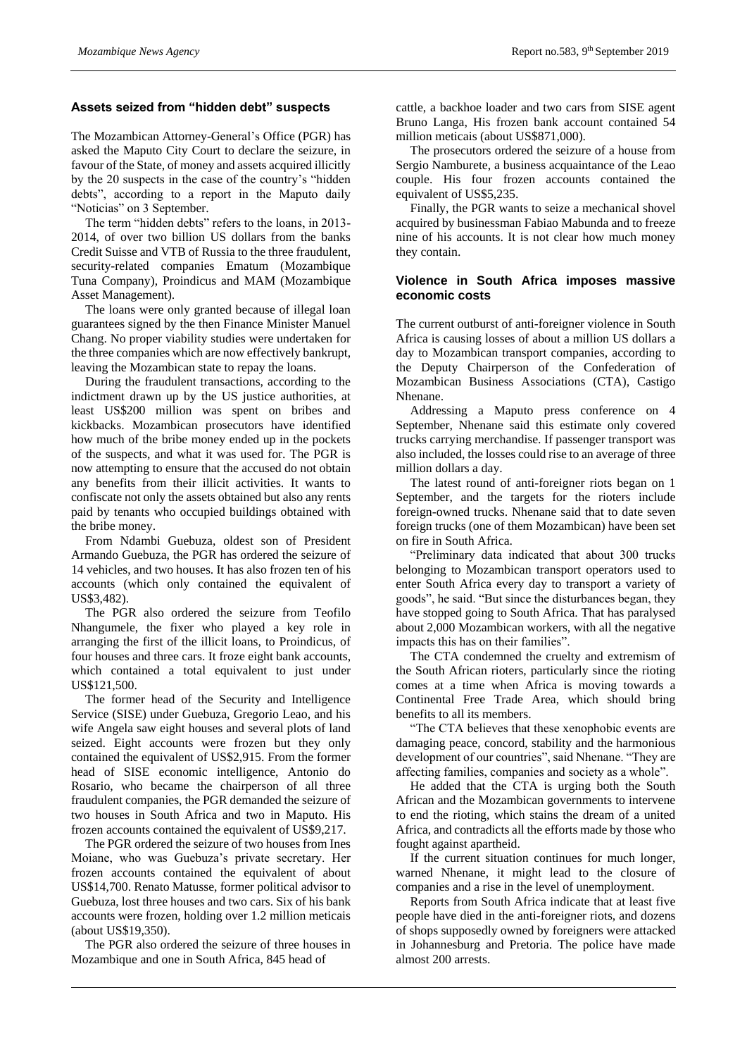## Assets seized from "hidden debt" suspects

The Mozambican Attorney-General's Office (PGR) has asked the Maputo City Court to declare the seizure, in favour of the State, of money and assets acquired illicitly by the 20 suspects in the case of the country's "hidden debts", according to a report in the Maputo daily "Noticias" on 3 September.

The term "hidden debts" refers to the loans, in 2013-2014, of over two billion US dollars from the banks Credit Suisse and VTB of Russia to the three fraudulent, security-related companies Ematum (Mozambique Tuna Company), Proindicus and MAM (Mozambique Asset Management).

The loans were only granted because of illegal loan guarantees signed by the then Finance Minister Manuel Chang. No proper viability studies were undertaken for the three companies which are now effectively bankrupt, leaving the Mozambican state to repay the loans.

During the fraudulent transactions, according to the indictment drawn up by the US justice authorities, at least US$200 million was spent on bribes and kickbacks. Mozambican prosecutors have identified how much of the bribe money ended up in the pockets of the suspects, and what it was used for. The PGR is now attempting to ensure that the accused do not obtain any benefits from their illicit activities. It wants to confiscate not only the assets obtained but also any rents paid by tenants who occupied buildings obtained with the bribe money.

From Ndambi Guebuza, oldest son of President Armando Guebuza, the PGR has ordered the seizure of 14 vehicles, and two houses. It has also frozen ten of his accounts (which only contained the equivalent of US$3,482).

The PGR also ordered the seizure from Teofilo Nhangumele, the fixer who played a key role in arranging the first of the illicit loans, to Proindicus, of four houses and three cars. It froze eight bank accounts, which contained a total equivalent to just under US$121,500.

The former head of the Security and Intelligence Service (SISE) under Guebuza, Gregorio Leao, and his wife Angela saw eight houses and several plots of land seized. Eight accounts were frozen but they only contained the equivalent of US$2,915. From the former head of SISE economic intelligence, Antonio do Rosario, who became the chairperson of all three fraudulent companies, the PGR demanded the seizure of two houses in South Africa and two in Maputo. His frozen accounts contained the equivalent of US$9,217.

The PGR ordered the seizure of two houses from Ines Moiane, who was Guebuza's private secretary. Her frozen accounts contained the equivalent of about US$14,700. Renato Matusse, former political advisor to Guebuza, lost three houses and two cars. Six of his bank accounts were frozen, holding over 1.2 million meticais (about US$19,350).

The PGR also ordered the seizure of three houses in Mozambique and one in South Africa, 845 head of cattle, a backhoe loader and two cars from SISE agent Bruno Langa, His frozen bank account contained 54 million meticais (about US$871,000).

The prosecutors ordered the seizure of a house from Sergio Namburete, a business acquaintance of the Leao couple. His four frozen accounts contained the equivalent of US$5,235.

Finally, the PGR wants to seize a mechanical shovel acquired by businessman Fabiao Mabunda and to freeze nine of his accounts. It is not clear how much money they contain.

## Violence in South Africa imposes massive economic costs

The current outburst of anti-foreigner violence in South Africa is causing losses of about a million US dollars a day to Mozambican transport companies, according to the Deputy Chairperson of the Confederation of Mozambican Business Associations (CTA), Castigo Nhenane.

Addressing a Maputo press conference on 4 September, Nhenane said this estimate only covered trucks carrying merchandise. If passenger transport was also included, the losses could rise to an average of three million dollars a day.

The latest round of anti-foreigner riots began on 1 September, and the targets for the rioters include foreign-owned trucks. Nhenane said that to date seven foreign trucks (one of them Mozambican) have been set on fire in South Africa.

"Preliminary data indicated that about 300 trucks belonging to Mozambican transport operators used to enter South Africa every day to transport a variety of goods", he said. "But since the disturbances began, they have stopped going to South Africa. That has paralysed about 2,000 Mozambican workers, with all the negative impacts this has on their families".

The CTA condemned the cruelty and extremism of the South African rioters, particularly since the rioting comes at a time when Africa is moving towards a Continental Free Trade Area, which should bring benefits to all its members.

"The CTA believes that these xenophobic events are damaging peace, concord, stability and the harmonious development of our countries", said Nhenane. "They are affecting families, companies and society as a whole".

He added that the CTA is urging both the South African and the Mozambican governments to intervene to end the rioting, which stains the dream of a united Africa, and contradicts all the efforts made by those who fought against apartheid.

If the current situation continues for much longer, warned Nhenane, it might lead to the closure of companies and a rise in the level of unemployment.

Reports from South Africa indicate that at least five people have died in the anti-foreigner riots, and dozens of shops supposedly owned by foreigners were attacked in Johannesburg and Pretoria. The police have made almost 200 arrests.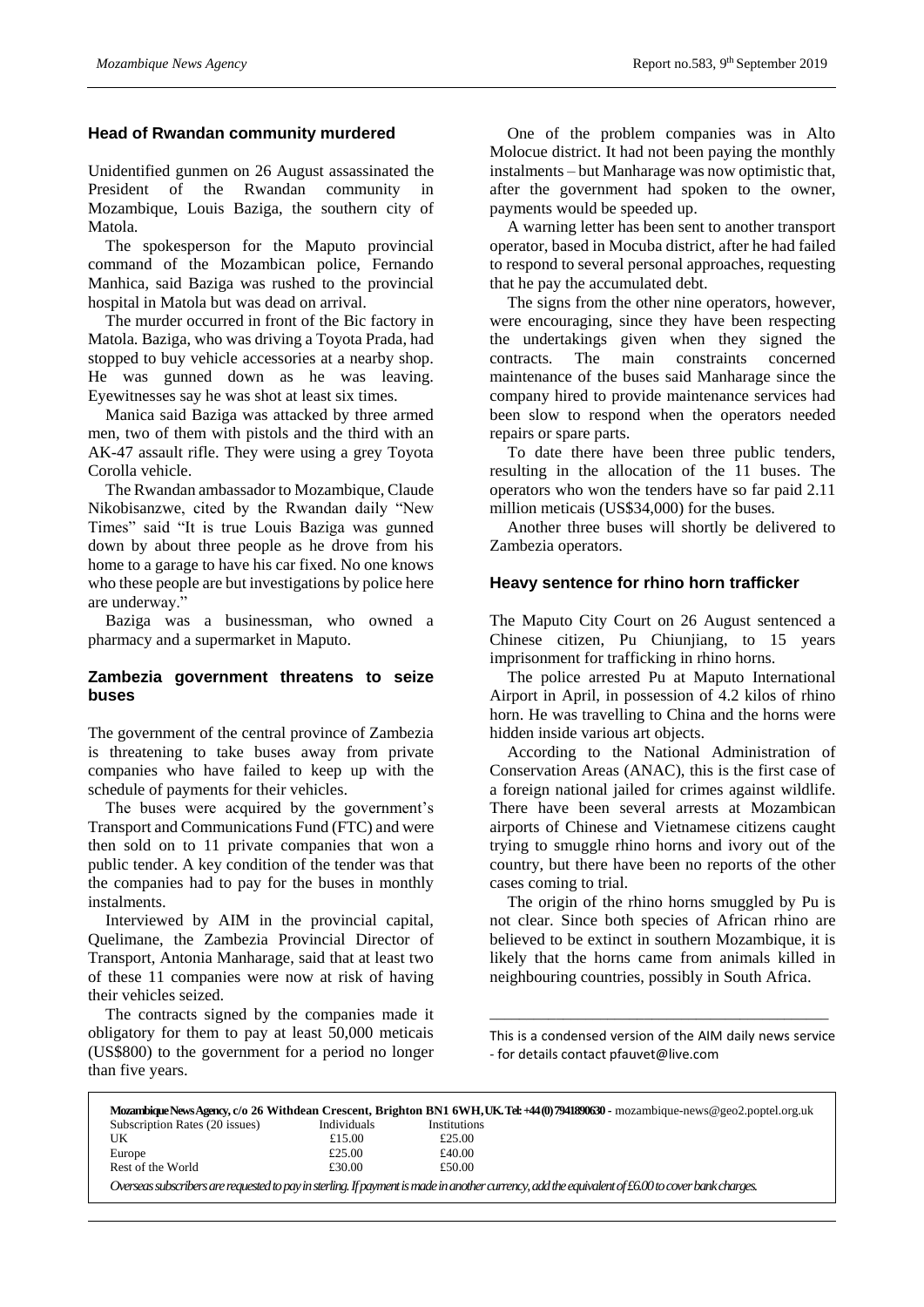## Head of Rwandan community murdered

Unidentified gunmen on 26 August assassinated the President of the Rwandan community in Mozambique, Louis Baziga, the southern city of Matola.

The spokesperson for the Maputo provincial command of the Mozambican police, Fernando Manhica, said Baziga was rushed to the provincial hospital in Matola but was dead on arrival.

The murder occurred in front of the Bic factory in Matola. Baziga, who was driving a Toyota Prada, had stopped to buy vehicle accessories at a nearby shop. He was gunned down as he was leaving. Eyewitnesses say he was shot at least six times.

Manica said Baziga was attacked by three armed men, two of them with pistols and the third with an AK-47 assault rifle. They were using a grey Toyota Corolla vehicle.

The Rwandan ambassador to Mozambique, Claude Nikobisanzwe, cited by the Rwandan daily "New Times" said "It is true Louis Baziga was gunned down by about three people as he drove from his home to a garage to have his car fixed. No one knows who these people are but investigations by police here are underway."

Baziga was a businessman, who owned a pharmacy and a supermarket in Maputo.

## Zambezia government threatens to seize buses

The government of the central province of Zambezia is threatening to take buses away from private companies who have failed to keep up with the schedule of payments for their vehicles.

The buses were acquired by the government's Transport and Communications Fund (FTC) and were then sold on to 11 private companies that won a public tender. A key condition of the tender was that the companies had to pay for the buses in monthly instalments.

Interviewed by AIM in the provincial capital, Quelimane, the Zambezia Provincial Director of Transport, Antonia Manharage, said that at least two of these 11 companies were now at risk of having their vehicles seized.

The contracts signed by the companies made it obligatory for them to pay at least 50,000 meticais (US$800) to the government for a period no longer than five years.

One of the problem companies was in Alto Molocue district. It had not been paying the monthly instalments – but Manharage was now optimistic that, after the government had spoken to the owner, payments would be speeded up.

A warning letter has been sent to another transport operator, based in Mocuba district, after he had failed to respond to several personal approaches, requesting that he pay the accumulated debt.

The signs from the other nine operators, however, were encouraging, since they have been respecting the undertakings given when they signed the contracts. The main constraints concerned maintenance of the buses said Manharage since the company hired to provide maintenance services had been slow to respond when the operators needed repairs or spare parts.

To date there have been three public tenders, resulting in the allocation of the 11 buses. The operators who won the tenders have so far paid 2.11 million meticais (US$34,000) for the buses.

Another three buses will shortly be delivered to Zambezia operators.

## Heavy sentence for rhino horn trafficker

The Maputo City Court on 26 August sentenced a Chinese citizen, Pu Chiunjiang, to 15 years imprisonment for trafficking in rhino horns.

The police arrested Pu at Maputo International Airport in April, in possession of 4.2 kilos of rhino horn. He was travelling to China and the horns were hidden inside various art objects.

According to the National Administration of Conservation Areas (ANAC), this is the first case of a foreign national jailed for crimes against wildlife. There have been several arrests at Mozambican airports of Chinese and Vietnamese citizens caught trying to smuggle rhino horns and ivory out of the country, but there have been no reports of the other cases coming to trial.

The origin of the rhino horns smuggled by Pu is not clear. Since both species of African rhino are believed to be extinct in southern Mozambique, it is likely that the horns came from animals killed in neighbouring countries, possibly in South Africa.

---

This is a condensed version of the AIM daily news service - for details contact pfauvet@live.com

**Mozambique News Agency, c/o 26 Withdean Crescent, Brighton BN1 6WH, UK. Tel: +44 (0) 7941890630** - mozambique-news@geo2.poptel.org.uk

| Subscription Rates (20 issues) | Individuals | Institutions |
|---|---|---|
| UK | £15.00 | £25.00 |
| Europe | £25.00 | £40.00 |
| Rest of the World | £30.00 | £50.00 |

*Overseas subscribers are requested to pay in sterling. If payment is made in another currency, add the equivalent of £6.00 to cover bank charges.*